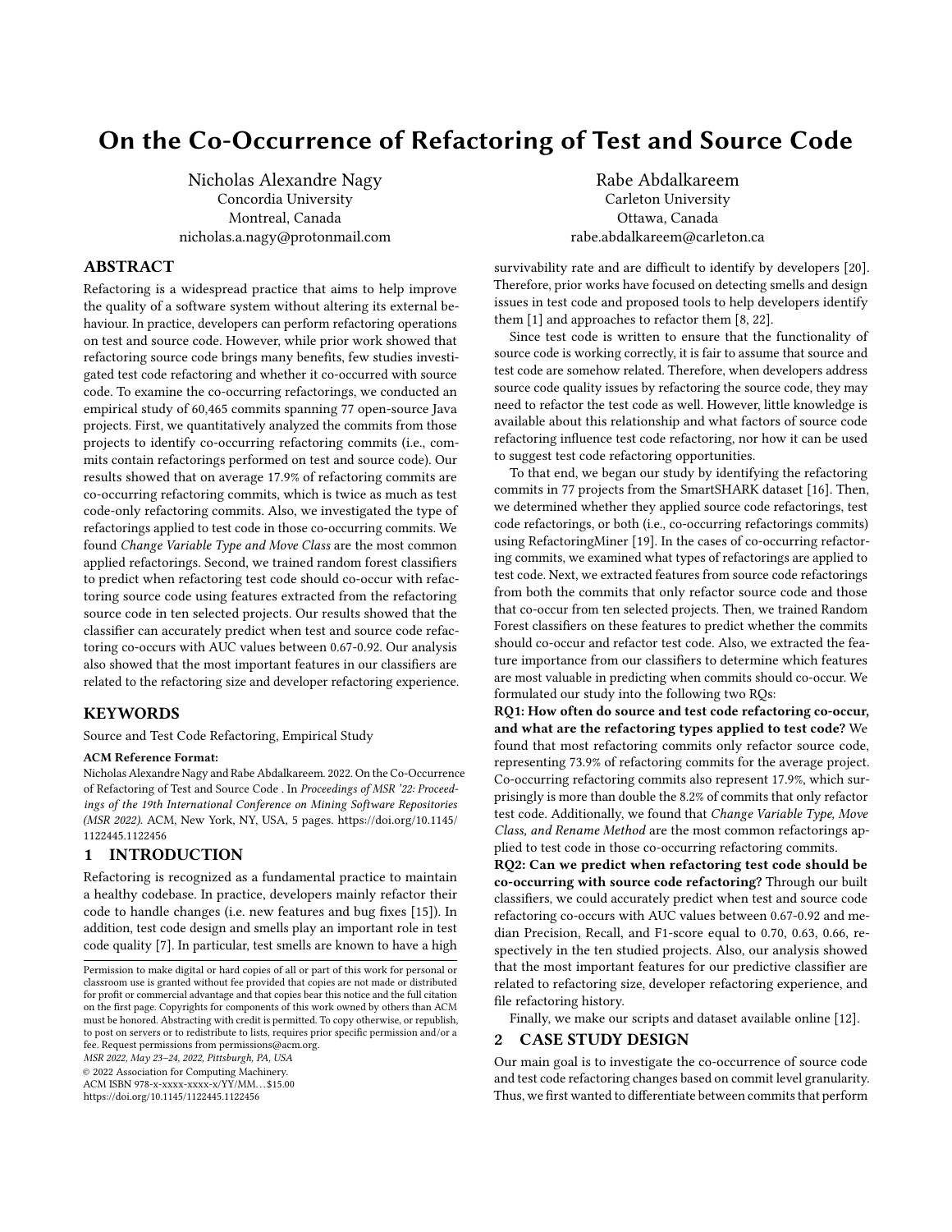# On the Co-Occurrence of Refactoring of Test and Source Code

Nicholas Alexandre Nagy
Concordia University
Montreal, Canada
nicholas.a.nagy@protonmail.com

Rabe Abdalkareem
Carleton University
Ottawa, Canada
rabe.abdalkareem@carleton.ca

## ABSTRACT

Refactoring is a widespread practice that aims to help improve the quality of a software system without altering its external behaviour. In practice, developers can perform refactoring operations on test and source code. However, while prior work showed that refactoring source code brings many benefits, few studies investigated test code refactoring and whether it co-occurred with source code. To examine the co-occurring refactorings, we conducted an empirical study of 60,465 commits spanning 77 open-source Java projects. First, we quantitatively analyzed the commits from those projects to identify co-occurring refactoring commits (i.e., commits contain refactorings performed on test and source code). Our results showed that on average 17.9% of refactoring commits are co-occurring refactoring commits, which is twice as much as test code-only refactoring commits. Also, we investigated the type of refactorings applied to test code in those co-occurring commits. We found *Change Variable Type and Move Class* are the most common applied refactorings. Second, we trained random forest classifiers to predict when refactoring test code should co-occur with refactoring source code using features extracted from the refactoring source code in ten selected projects. Our results showed that the classifier can accurately predict when test and source code refactoring co-occurs with AUC values between 0.67-0.92. Our analysis also showed that the most important features in our classifiers are related to the refactoring size and developer refactoring experience.

## KEYWORDS

Source and Test Code Refactoring, Empirical Study

**ACM Reference Format:**
Nicholas Alexandre Nagy and Rabe Abdalkareem. 2022. On the Co-Occurrence of Refactoring of Test and Source Code . In *Proceedings of MSR '22: Proceedings of the 19th International Conference on Mining Software Repositories (MSR 2022).* ACM, New York, NY, USA, 5 pages. https://doi.org/10.1145/1122445.1122456

## 1 INTRODUCTION

Refactoring is recognized as a fundamental practice to maintain a healthy codebase. In practice, developers mainly refactor their code to handle changes (i.e. new features and bug fixes [15]). In addition, test code design and smells play an important role in test code quality [7]. In particular, test smells are known to have a high survivability rate and are difficult to identify by developers [20]. Therefore, prior works have focused on detecting smells and design issues in test code and proposed tools to help developers identify them [1] and approaches to refactor them [8, 22].

Since test code is written to ensure that the functionality of source code is working correctly, it is fair to assume that source and test code are somehow related. Therefore, when developers address source code quality issues by refactoring the source code, they may need to refactor the test code as well. However, little knowledge is available about this relationship and what factors of source code refactoring influence test code refactoring, nor how it can be used to suggest test code refactoring opportunities.

To that end, we began our study by identifying the refactoring commits in 77 projects from the SmartSHARK dataset [16]. Then, we determined whether they applied source code refactorings, test code refactorings, or both (i.e., co-occurring refactorings commits) using RefactoringMiner [19]. In the cases of co-occurring refactoring commits, we examined what types of refactorings are applied to test code. Next, we extracted features from source code refactorings from both the commits that only refactor source code and those that co-occur from ten selected projects. Then, we trained Random Forest classifiers on these features to predict whether the commits should co-occur and refactor test code. Also, we extracted the feature importance from our classifiers to determine which features are most valuable in predicting when commits should co-occur. We formulated our study into the following two RQs:

**RQ1: How often do source and test code refactoring co-occur, and what are the refactoring types applied to test code?** We found that most refactoring commits only refactor source code, representing 73.9% of refactoring commits for the average project. Co-occurring refactoring commits also represent 17.9%, which surprisingly is more than double the 8.2% of commits that only refactor test code. Additionally, we found that *Change Variable Type, Move Class, and Rename Method* are the most common refactorings applied to test code in those co-occurring refactoring commits.

**RQ2: Can we predict when refactoring test code should be co-occurring with source code refactoring?** Through our built classifiers, we could accurately predict when test and source code refactoring co-occurs with AUC values between 0.67-0.92 and median Precision, Recall, and F1-score equal to 0.70, 0.63, 0.66, respectively in the ten studied projects. Also, our analysis showed that the most important features for our predictive classifier are related to refactoring size, developer refactoring experience, and file refactoring history.

Finally, we make our scripts and dataset available online [12].

## 2 CASE STUDY DESIGN

Our main goal is to investigate the co-occurrence of source code and test code refactoring changes based on commit level granularity. Thus, we first wanted to differentiate between commits that perform

Permission to make digital or hard copies of all or part of this work for personal or classroom use is granted without fee provided that copies are not made or distributed for profit or commercial advantage and that copies bear this notice and the full citation on the first page. Copyrights for components of this work owned by others than ACM must be honored. Abstracting with credit is permitted. To copy otherwise, or republish, to post on servers or to redistribute to lists, requires prior specific permission and/or a fee. Request permissions from permissions@acm.org.
*MSR 2022, May 23–24, 2022, Pittsburgh, PA, USA*
© 2022 Association for Computing Machinery.
ACM ISBN 978-x-xxxx-xxxx-x/YY/MM...$15.00
https://doi.org/10.1145/1122445.1122456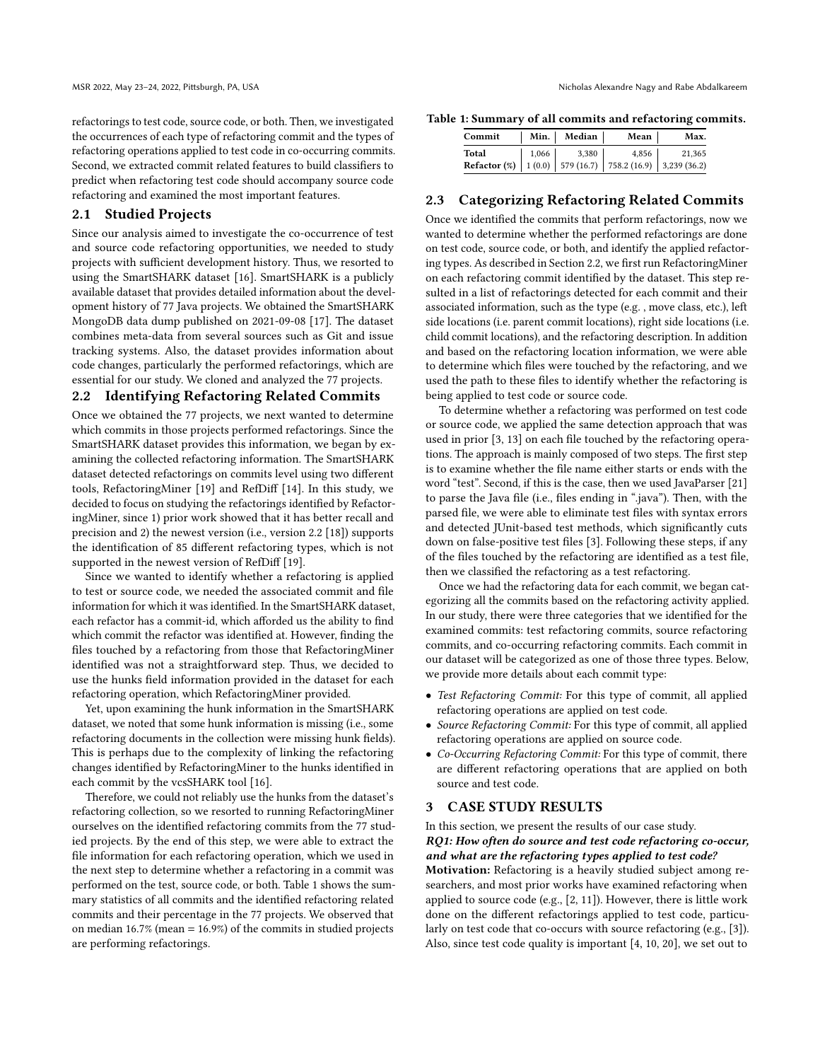refactorings to test code, source code, or both. Then, we investigated the occurrences of each type of refactoring commit and the types of refactoring operations applied to test code in co-occurring commits. Second, we extracted commit related features to build classifiers to predict when refactoring test code should accompany source code refactoring and examined the most important features.

## 2.1 Studied Projects

Since our analysis aimed to investigate the co-occurrence of test and source code refactoring opportunities, we needed to study projects with sufficient development history. Thus, we resorted to using the SmartSHARK dataset [16]. SmartSHARK is a publicly available dataset that provides detailed information about the development history of 77 Java projects. We obtained the SmartSHARK MongoDB data dump published on 2021-09-08 [17]. The dataset combines meta-data from several sources such as Git and issue tracking systems. Also, the dataset provides information about code changes, particularly the performed refactorings, which are essential for our study. We cloned and analyzed the 77 projects.

## 2.2 Identifying Refactoring Related Commits

Once we obtained the 77 projects, we next wanted to determine which commits in those projects performed refactorings. Since the SmartSHARK dataset provides this information, we began by examining the collected refactoring information. The SmartSHARK dataset detected refactorings on commits level using two different tools, RefactoringMiner [19] and RefDiff [14]. In this study, we decided to focus on studying the refactorings identified by RefactoringMiner, since 1) prior work showed that it has better recall and precision and 2) the newest version (i.e., version 2.2 [18]) supports the identification of 85 different refactoring types, which is not supported in the newest version of RefDiff [19].

Since we wanted to identify whether a refactoring is applied to test or source code, we needed the associated commit and file information for which it was identified. In the SmartSHARK dataset, each refactor has a commit-id, which afforded us the ability to find which commit the refactor was identified at. However, finding the files touched by a refactoring from those that RefactoringMiner identified was not a straightforward step. Thus, we decided to use the hunks field information provided in the dataset for each refactoring operation, which RefactoringMiner provided.

Yet, upon examining the hunk information in the SmartSHARK dataset, we noted that some hunk information is missing (i.e., some refactoring documents in the collection were missing hunk fields). This is perhaps due to the complexity of linking the refactoring changes identified by RefactoringMiner to the hunks identified in each commit by the vcsSHARK tool [16].

Therefore, we could not reliably use the hunks from the dataset's refactoring collection, so we resorted to running RefactoringMiner ourselves on the identified refactoring commits from the 77 studied projects. By the end of this step, we were able to extract the file information for each refactoring operation, which we used in the next step to determine whether a refactoring in a commit was performed on the test, source code, or both. Table 1 shows the summary statistics of all commits and the identified refactoring related commits and their percentage in the 77 projects. We observed that on median 16.7% (mean = 16.9%) of the commits in studied projects are performing refactorings.

**Table 1: Summary of all commits and refactoring commits.**

| Commit | Min. | Median | Mean | Max. |
|---|---|---|---|---|
| **Total** | 1,066 | 3,380 | 4,856 | 21,365 |
| **Refactor (%)** | 1 (0.0) | 579 (16.7) | 758.2 (16.9) | 3,239 (36.2) |

## 2.3 Categorizing Refactoring Related Commits

Once we identified the commits that perform refactorings, now we wanted to determine whether the performed refactorings are done on test code, source code, or both, and identify the applied refactoring types. As described in Section 2.2, we first run RefactoringMiner on each refactoring commit identified by the dataset. This step resulted in a list of refactorings detected for each commit and their associated information, such as the type (e.g. , move class, etc.), left side locations (i.e. parent commit locations), right side locations (i.e. child commit locations), and the refactoring description. In addition and based on the refactoring location information, we were able to determine which files were touched by the refactoring, and we used the path to these files to identify whether the refactoring is being applied to test code or source code.

To determine whether a refactoring was performed on test code or source code, we applied the same detection approach that was used in prior [3, 13] on each file touched by the refactoring operations. The approach is mainly composed of two steps. The first step is to examine whether the file name either starts or ends with the word "test". Second, if this is the case, then we used JavaParser [21] to parse the Java file (i.e., files ending in ".java"). Then, with the parsed file, we were able to eliminate test files with syntax errors and detected JUnit-based test methods, which significantly cuts down on false-positive test files [3]. Following these steps, if any of the files touched by the refactoring are identified as a test file, then we classified the refactoring as a test refactoring.

Once we had the refactoring data for each commit, we began categorizing all the commits based on the refactoring activity applied. In our study, there were three categories that we identified for the examined commits: test refactoring commits, source refactoring commits, and co-occurring refactoring commits. Each commit in our dataset will be categorized as one of those three types. Below, we provide more details about each commit type:

- *Test Refactoring Commit:* For this type of commit, all applied refactoring operations are applied on test code.
- *Source Refactoring Commit:* For this type of commit, all applied refactoring operations are applied on source code.
- *Co-Occurring Refactoring Commit:* For this type of commit, there are different refactoring operations that are applied on both source and test code.

# 3 CASE STUDY RESULTS

In this section, we present the results of our case study.

***RQ1: How often do source and test code refactoring co-occur, and what are the refactoring types applied to test code?***

**Motivation:** Refactoring is a heavily studied subject among researchers, and most prior works have examined refactoring when applied to source code (e.g., [2, 11]). However, there is little work done on the different refactorings applied to test code, particularly on test code that co-occurs with source refactoring (e.g., [3]). Also, since test code quality is important [4, 10, 20], we set out to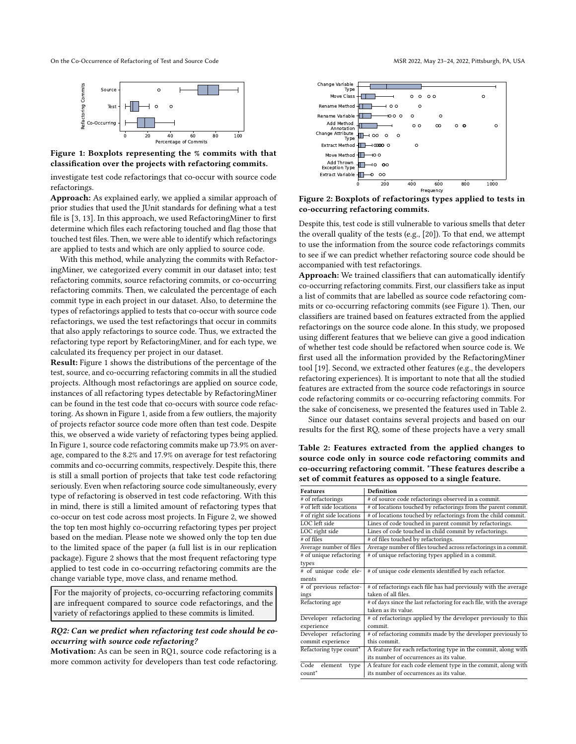Figure 1: Boxplots representing the % commits with that classification over the projects with refactoring commits.

investigate test code refactorings that co-occur with source code refactorings.

**Approach:** As explained early, we applied a similar approach of prior studies that used the JUnit standards for defining what a test file is [3, 13]. In this approach, we used RefactoringMiner to first determine which files each refactoring touched and flag those that touched test files. Then, we were able to identify which refactorings are applied to tests and which are only applied to source code.

With this method, while analyzing the commits with RefactoringMiner, we categorized every commit in our dataset into; test refactoring commits, source refactoring commits, or co-occurring refactoring commits. Then, we calculated the percentage of each commit type in each project in our dataset. Also, to determine the types of refactorings applied to tests that co-occur with source code refactorings, we used the test refactorings that occur in commits that also apply refactorings to source code. Thus, we extracted the refactoring type report by RefactoringMiner, and for each type, we calculated its frequency per project in our dataset.

**Result:** Figure 1 shows the distributions of the percentage of the test, source, and co-occurring refactoring commits in all the studied projects. Although most refactorings are applied on source code, instances of all refactoring types detectable by RefactoringMiner can be found in the test code that co-occurs with source code refactoring. As shown in Figure 1, aside from a few outliers, the majority of projects refactor source code more often than test code. Despite this, we observed a wide variety of refactoring types being applied. In Figure 1, source code refactoring commits make up 73.9% on average, compared to the 8.2% and 17.9% on average for test refactoring commits and co-occurring commits, respectively. Despite this, there is still a small portion of projects that take test code refactoring seriously. Even when refactoring source code simultaneously, every type of refactoring is observed in test code refactoring. With this in mind, there is still a limited amount of refactoring types that co-occur on test code across most projects. In Figure 2, we showed the top ten most highly co-occurring refactoring types per project based on the median. Please note we showed only the top ten due to the limited space of the paper (a full list is in our replication package). Figure 2 shows that the most frequent refactoring type applied to test code in co-occurring refactoring commits are the change variable type, move class, and rename method.

> For the majority of projects, co-occurring refactoring commits are infrequent compared to source code refactorings, and the variety of refactorings applied to these commits is limited.

### *RQ2: Can we predict when refactoring test code should be co-occurring with source code refactoring?*

**Motivation:** As can be seen in RQ1, source code refactoring is a more common activity for developers than test code refactoring.

Figure 2: Boxplots of refactorings types applied to tests in co-occurring refactoring commits.

Despite this, test code is still vulnerable to various smells that deter the overall quality of the tests (e.g., [20]). To that end, we attempt to use the information from the source code refactorings commits to see if we can predict whether refactoring source code should be accompanied with test refactorings.

**Approach:** We trained classifiers that can automatically identify co-occurring refactoring commits. First, our classifiers take as input a list of commits that are labelled as source code refactoring commits or co-occurring refactoring commits (see Figure 1). Then, our classifiers are trained based on features extracted from the applied refactorings on the source code alone. In this study, we proposed using different features that we believe can give a good indication of whether test code should be refactored when source code is. We first used all the information provided by the RefactoringMiner tool [19]. Second, we extracted other features (e.g., the developers refactoring experiences). It is important to note that all the studied features are extracted from the source code refactorings in source code refactoring commits or co-occurring refactoring commits. For the sake of conciseness, we presented the features used in Table 2.

Since our dataset contains several projects and based on our results for the first RQ, some of these projects have a very small

Table 2: Features extracted from the applied changes to source code only in source code refactoring commits and co-occurring refactoring commit. *These features describe a set of commit features as opposed to a single feature.

| Features | Definition |
|---|---|
| # of refactorings | # of source code refactorings observed in a commit. |
| # of left side locations | # of locations touched by refactorings from the parent commit. |
| # of right side locations | # of locations touched by refactorings from the child commit. |
| LOC left side | Lines of code touched in parent commit by refactorings. |
| LOC right side | Lines of code touched in child commit by refactorings. |
| # of files | # of files touched by refactorings. |
| Average number of files | Average number of files touched across refactorings in a commit. |
| # of unique refactoring types | # of unique refactoring types applied in a commit. |
| # of unique code elements | # of unique code elements identified by each refactor. |
| # of previous refactorings | # of refactorings each file has had previously with the average taken of all files. |
| Refactoring age | # of days since the last refactoring for each file, with the average taken as its value. |
| Developer refactoring experience | # of refactorings applied by the developer previously to this commit. |
| Developer refactoring commit experience | # of refactoring commits made by the developer previously to this commit. |
| Refactoring type count* | A feature for each refactoring type in the commit, along with its number of occurrences as its value. |
| Code element type count* | A feature for each code element type in the commit, along with its number of occurrences as its value. |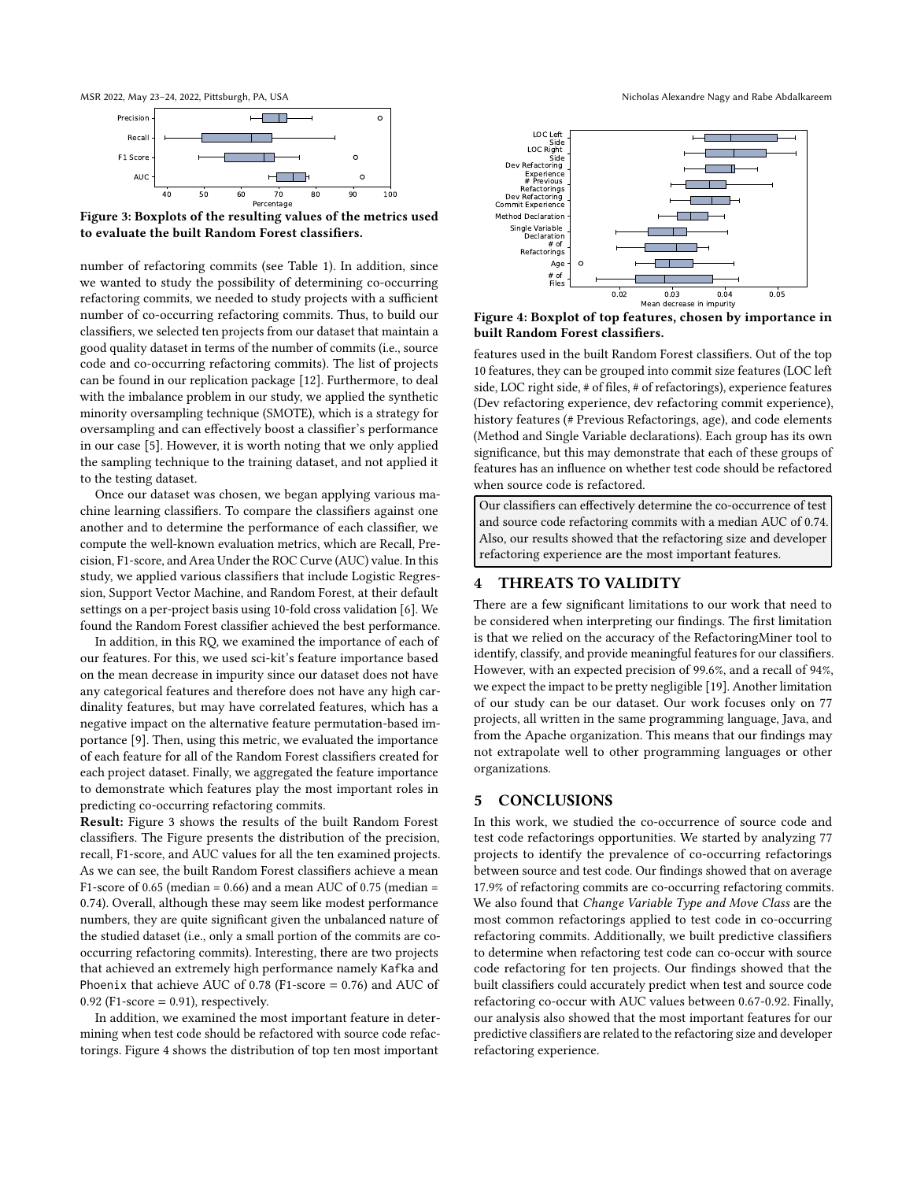Figure 3: Boxplots of the resulting values of the metrics used to evaluate the built Random Forest classifiers.

number of refactoring commits (see Table 1). In addition, since we wanted to study the possibility of determining co-occurring refactoring commits, we needed to study projects with a sufficient number of co-occurring refactoring commits. Thus, to build our classifiers, we selected ten projects from our dataset that maintain a good quality dataset in terms of the number of commits (i.e., source code and co-occurring refactoring commits). The list of projects can be found in our replication package [12]. Furthermore, to deal with the imbalance problem in our study, we applied the synthetic minority oversampling technique (SMOTE), which is a strategy for oversampling and can effectively boost a classifier's performance in our case [5]. However, it is worth noting that we only applied the sampling technique to the training dataset, and not applied it to the testing dataset.

Once our dataset was chosen, we began applying various machine learning classifiers. To compare the classifiers against one another and to determine the performance of each classifier, we compute the well-known evaluation metrics, which are Recall, Precision, F1-score, and Area Under the ROC Curve (AUC) value. In this study, we applied various classifiers that include Logistic Regression, Support Vector Machine, and Random Forest, at their default settings on a per-project basis using 10-fold cross validation [6]. We found the Random Forest classifier achieved the best performance.

In addition, in this RQ, we examined the importance of each of our features. For this, we used sci-kit's feature importance based on the mean decrease in impurity since our dataset does not have any categorical features and therefore does not have any high cardinality features, but may have correlated features, which has a negative impact on the alternative feature permutation-based importance [9]. Then, using this metric, we evaluated the importance of each feature for all of the Random Forest classifiers created for each project dataset. Finally, we aggregated the feature importance to demonstrate which features play the most important roles in predicting co-occurring refactoring commits.

**Result:** Figure 3 shows the results of the built Random Forest classifiers. The Figure presents the distribution of the precision, recall, F1-score, and AUC values for all the ten examined projects. As we can see, the built Random Forest classifiers achieve a mean F1-score of 0.65 (median = 0.66) and a mean AUC of 0.75 (median = 0.74). Overall, although these may seem like modest performance numbers, they are quite significant given the unbalanced nature of the studied dataset (i.e., only a small portion of the commits are co-occurring refactoring commits). Interesting, there are two projects that achieved an extremely high performance namely Kafka and Phoenix that achieve AUC of 0.78 (F1-score = 0.76) and AUC of 0.92 (F1-score = 0.91), respectively.

In addition, we examined the most important feature in determining when test code should be refactored with source code refactorings. Figure 4 shows the distribution of top ten most important features used in the built Random Forest classifiers. Out of the top 10 features, they can be grouped into commit size features (LOC left side, LOC right side, # of files, # of refactorings), experience features (Dev refactoring experience, dev refactoring commit experience), history features (# Previous Refactorings, age), and code elements (Method and Single Variable declarations). Each group has its own significance, but this may demonstrate that each of these groups of features has an influence on whether test code should be refactored when source code is refactored.

Figure 4: Boxplot of top features, chosen by importance in built Random Forest classifiers.

> Our classifiers can effectively determine the co-occurrence of test and source code refactoring commits with a median AUC of 0.74. Also, our results showed that the refactoring size and developer refactoring experience are the most important features.

## 4 THREATS TO VALIDITY

There are a few significant limitations to our work that need to be considered when interpreting our findings. The first limitation is that we relied on the accuracy of the RefactoringMiner tool to identify, classify, and provide meaningful features for our classifiers. However, with an expected precision of 99.6%, and a recall of 94%, we expect the impact to be pretty negligible [19]. Another limitation of our study can be our dataset. Our work focuses only on 77 projects, all written in the same programming language, Java, and from the Apache organization. This means that our findings may not extrapolate well to other programming languages or other organizations.

## 5 CONCLUSIONS

In this work, we studied the co-occurrence of source code and test code refactorings opportunities. We started by analyzing 77 projects to identify the prevalence of co-occurring refactorings between source and test code. Our findings showed that on average 17.9% of refactoring commits are co-occurring refactoring commits. We also found that *Change Variable Type and Move Class* are the most common refactorings applied to test code in co-occurring refactoring commits. Additionally, we built predictive classifiers to determine when refactoring test code can co-occur with source code refactoring for ten projects. Our findings showed that the built classifiers could accurately predict when test and source code refactoring co-occur with AUC values between 0.67-0.92. Finally, our analysis also showed that the most important features for our predictive classifiers are related to the refactoring size and developer refactoring experience.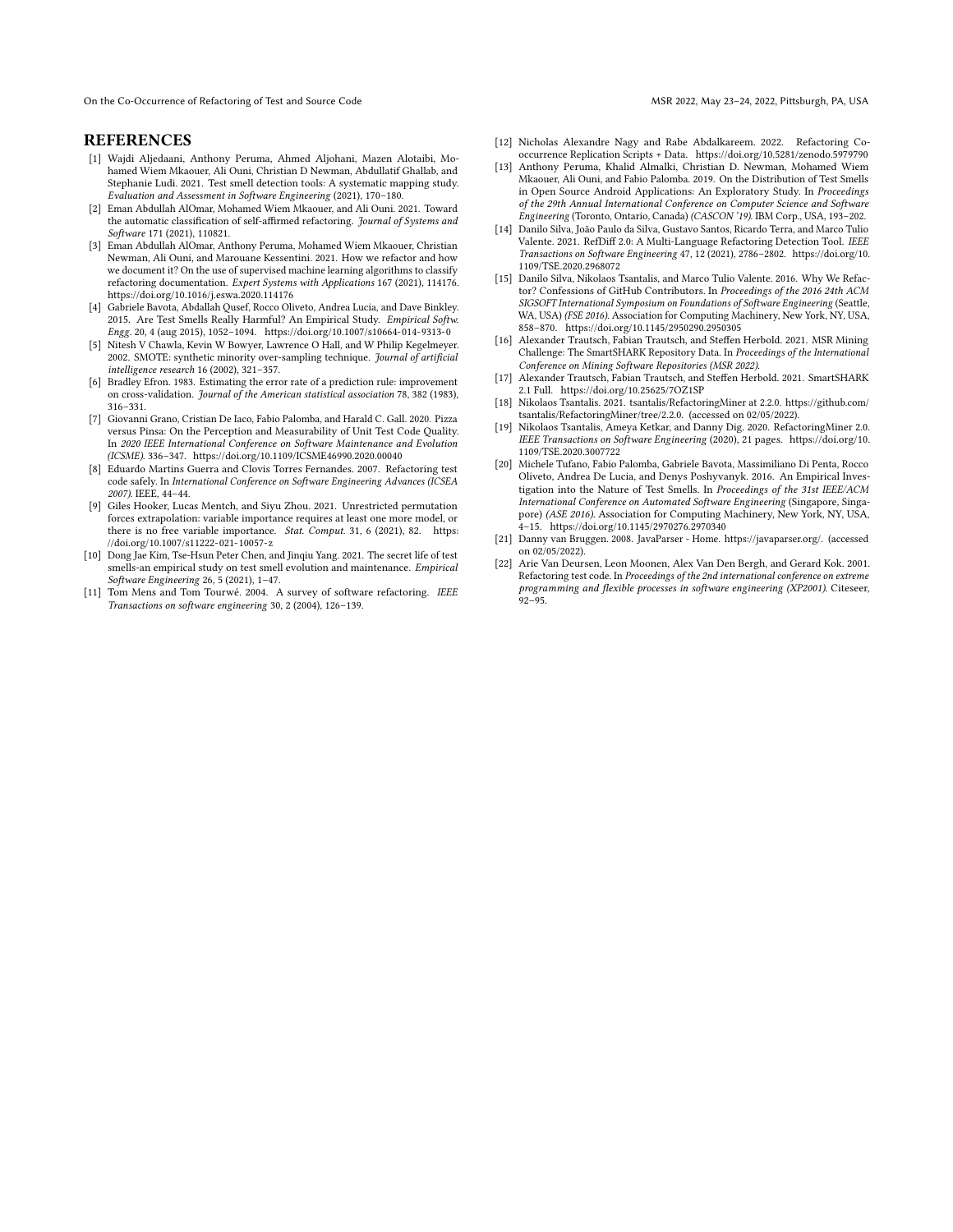# REFERENCES

[1] Wajdi Aljedaani, Anthony Peruma, Ahmed Aljohani, Mazen Alotaibi, Mohamed Wiem Mkaouer, Ali Ouni, Christian D Newman, Abdullatif Ghallab, and Stephanie Ludi. 2021. Test smell detection tools: A systematic mapping study. *Evaluation and Assessment in Software Engineering* (2021), 170–180.

[2] Eman Abdullah AlOmar, Mohamed Wiem Mkaouer, and Ali Ouni. 2021. Toward the automatic classification of self-affirmed refactoring. *Journal of Systems and Software* 171 (2021), 110821.

[3] Eman Abdullah AlOmar, Anthony Peruma, Mohamed Wiem Mkaouer, Christian Newman, Ali Ouni, and Marouane Kessentini. 2021. How we refactor and how we document it? On the use of supervised machine learning algorithms to classify refactoring documentation. *Expert Systems with Applications* 167 (2021), 114176. https://doi.org/10.1016/j.eswa.2020.114176

[4] Gabriele Bavota, Abdallah Qusef, Rocco Oliveto, Andrea Lucia, and Dave Binkley. 2015. Are Test Smells Really Harmful? An Empirical Study. *Empirical Softw. Engg.* 20, 4 (aug 2015), 1052–1094. https://doi.org/10.1007/s10664-014-9313-0

[5] Nitesh V Chawla, Kevin W Bowyer, Lawrence O Hall, and W Philip Kegelmeyer. 2002. SMOTE: synthetic minority over-sampling technique. *Journal of artificial intelligence research* 16 (2002), 321–357.

[6] Bradley Efron. 1983. Estimating the error rate of a prediction rule: improvement on cross-validation. *Journal of the American statistical association* 78, 382 (1983), 316–331.

[7] Giovanni Grano, Cristian De Iaco, Fabio Palomba, and Harald C. Gall. 2020. Pizza versus Pinsa: On the Perception and Measurability of Unit Test Code Quality. In *2020 IEEE International Conference on Software Maintenance and Evolution (ICSME)*. 336–347. https://doi.org/10.1109/ICSME46990.2020.00040

[8] Eduardo Martins Guerra and Clovis Torres Fernandes. 2007. Refactoring test code safely. In *International Conference on Software Engineering Advances (ICSEA 2007)*. IEEE, 44–44.

[9] Giles Hooker, Lucas Mentch, and Siyu Zhou. 2021. Unrestricted permutation forces extrapolation: variable importance requires at least one more model, or there is no free variable importance. *Stat. Comput.* 31, 6 (2021), 82. https://doi.org/10.1007/s11222-021-10057-z

[10] Dong Jae Kim, Tse-Hsun Peter Chen, and Jinqiu Yang. 2021. The secret life of test smells-an empirical study on test smell evolution and maintenance. *Empirical Software Engineering* 26, 5 (2021), 1–47.

[11] Tom Mens and Tom Tourwé. 2004. A survey of software refactoring. *IEEE Transactions on software engineering* 30, 2 (2004), 126–139.

[12] Nicholas Alexandre Nagy and Rabe Abdalkareem. 2022. Refactoring Co-occurrence Replication Scripts + Data. https://doi.org/10.5281/zenodo.5979790

[13] Anthony Peruma, Khalid Almalki, Christian D. Newman, Mohamed Wiem Mkaouer, Ali Ouni, and Fabio Palomba. 2019. On the Distribution of Test Smells in Open Source Android Applications: An Exploratory Study. In *Proceedings of the 29th Annual International Conference on Computer Science and Software Engineering* (Toronto, Ontario, Canada) *(CASCON '19)*. IBM Corp., USA, 193–202.

[14] Danilo Silva, João Paulo da Silva, Gustavo Santos, Ricardo Terra, and Marco Tulio Valente. 2021. RefDiff 2.0: A Multi-Language Refactoring Detection Tool. *IEEE Transactions on Software Engineering* 47, 12 (2021), 2786–2802. https://doi.org/10.1109/TSE.2020.2968072

[15] Danilo Silva, Nikolaos Tsantalis, and Marco Tulio Valente. 2016. Why We Refactor? Confessions of GitHub Contributors. In *Proceedings of the 2016 24th ACM SIGSOFT International Symposium on Foundations of Software Engineering* (Seattle, WA, USA) *(FSE 2016)*. Association for Computing Machinery, New York, NY, USA, 858–870. https://doi.org/10.1145/2950290.2950305

[16] Alexander Trautsch, Fabian Trautsch, and Steffen Herbold. 2021. MSR Mining Challenge: The SmartSHARK Repository Data. In *Proceedings of the International Conference on Mining Software Repositories (MSR 2022)*.

[17] Alexander Trautsch, Fabian Trautsch, and Steffen Herbold. 2021. SmartSHARK 2.1 Full. https://doi.org/10.25625/7OZ1SP

[18] Nikolaos Tsantalis. 2021. tsantalis/RefactoringMiner at 2.2.0. https://github.com/tsantalis/RefactoringMiner/tree/2.2.0. (accessed on 02/05/2022).

[19] Nikolaos Tsantalis, Ameya Ketkar, and Danny Dig. 2020. RefactoringMiner 2.0. *IEEE Transactions on Software Engineering* (2020), 21 pages. https://doi.org/10.1109/TSE.2020.3007722

[20] Michele Tufano, Fabio Palomba, Gabriele Bavota, Massimiliano Di Penta, Rocco Oliveto, Andrea De Lucia, and Denys Poshyvanyk. 2016. An Empirical Investigation into the Nature of Test Smells. In *Proceedings of the 31st IEEE/ACM International Conference on Automated Software Engineering* (Singapore, Singapore) *(ASE 2016)*. Association for Computing Machinery, New York, NY, USA, 4–15. https://doi.org/10.1145/2970276.2970340

[21] Danny van Bruggen. 2008. JavaParser - Home. https://javaparser.org/. (accessed on 02/05/2022).

[22] Arie Van Deursen, Leon Moonen, Alex Van Den Bergh, and Gerard Kok. 2001. Refactoring test code. In *Proceedings of the 2nd international conference on extreme programming and flexible processes in software engineering (XP2001)*. Citeseer, 92–95.